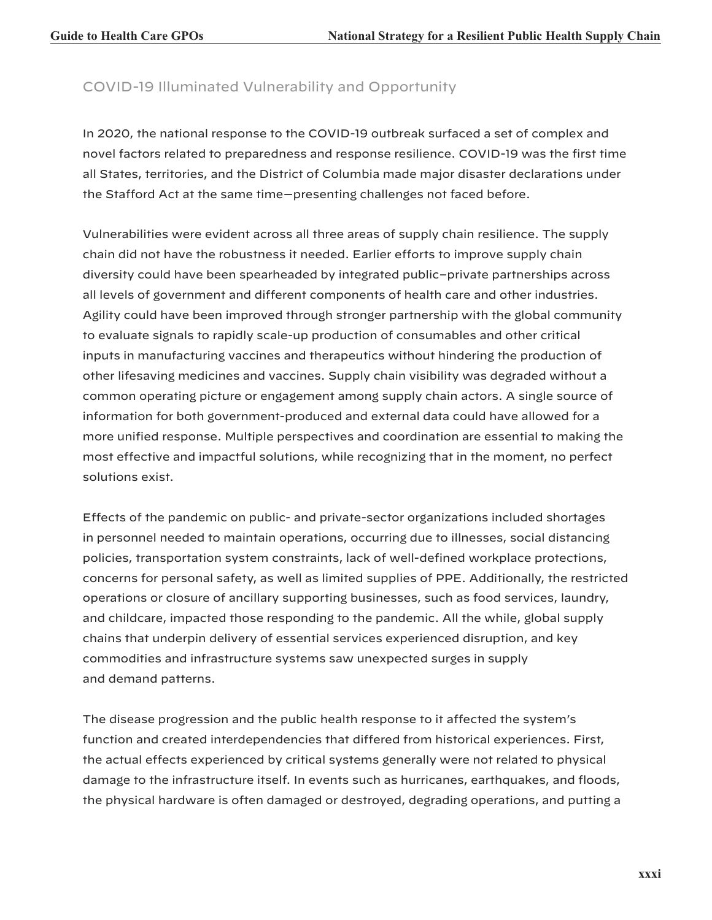## COVID-19 Illuminated Vulnerability and Opportunity

In 2020, the national response to the COVID-19 outbreak surfaced a set of complex and novel factors related to preparedness and response resilience. COVID-19 was the first time all States, territories, and the District of Columbia made major disaster declarations under the Stafford Act at the same time—presenting challenges not faced before.

Vulnerabilities were evident across all three areas of supply chain resilience. The supply chain did not have the robustness it needed. Earlier efforts to improve supply chain diversity could have been spearheaded by integrated public–private partnerships across all levels of government and different components of health care and other industries. Agility could have been improved through stronger partnership with the global community to evaluate signals to rapidly scale-up production of consumables and other critical inputs in manufacturing vaccines and therapeutics without hindering the production of other lifesaving medicines and vaccines. Supply chain visibility was degraded without a common operating picture or engagement among supply chain actors. A single source of information for both government-produced and external data could have allowed for a more unified response. Multiple perspectives and coordination are essential to making the most effective and impactful solutions, while recognizing that in the moment, no perfect solutions exist.

Effects of the pandemic on public- and private-sector organizations included shortages in personnel needed to maintain operations, occurring due to illnesses, social distancing policies, transportation system constraints, lack of well-defined workplace protections, concerns for personal safety, as well as limited supplies of PPE. Additionally, the restricted operations or closure of ancillary supporting businesses, such as food services, laundry, and childcare, impacted those responding to the pandemic. All the while, global supply chains that underpin delivery of essential services experienced disruption, and key commodities and infrastructure systems saw unexpected surges in supply and demand patterns.

The disease progression and the public health response to it affected the system's function and created interdependencies that differed from historical experiences. First, the actual effects experienced by critical systems generally were not related to physical damage to the infrastructure itself. In events such as hurricanes, earthquakes, and floods, the physical hardware is often damaged or destroyed, degrading operations, and putting a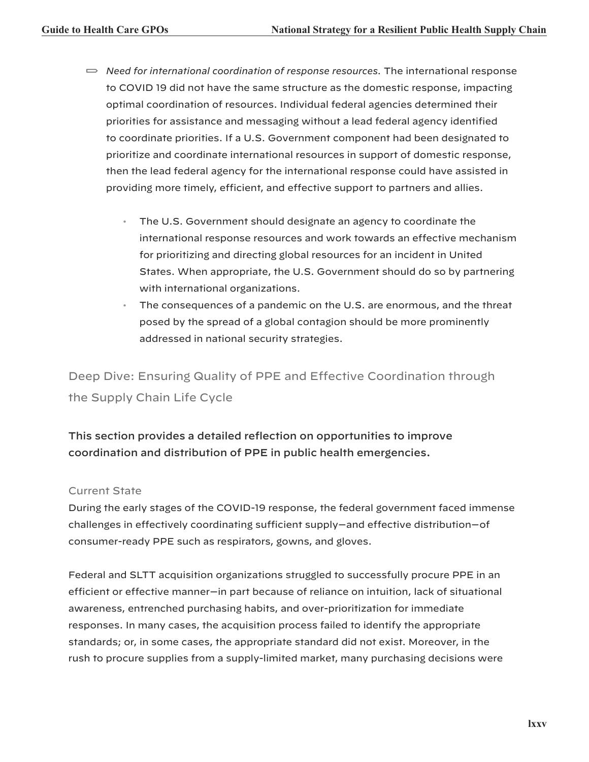- *Need for international coordination of response resources.* The international response to COVID 19 did not have the same structure as the domestic response, impacting optimal coordination of resources. Individual federal agencies determined their priorities for assistance and messaging without a lead federal agency identified to coordinate priorities. If a U.S. Government component had been designated to prioritize and coordinate international resources in support of domestic response, then the lead federal agency for the international response could have assisted in providing more timely, efficient, and effective support to partners and allies.
  - The U.S. Government should designate an agency to coordinate the international response resources and work towards an effective mechanism for prioritizing and directing global resources for an incident in United States. When appropriate, the U.S. Government should do so by partnering with international organizations.
  - The consequences of a pandemic on the U.S. are enormous, and the threat posed by the spread of a global contagion should be more prominently addressed in national security strategies.

## Deep Dive: Ensuring Quality of PPE and Effective Coordination through the Supply Chain Life Cycle

**This section provides a detailed reflection on opportunities to improve coordination and distribution of PPE in public health emergencies.**

### Current State

During the early stages of the COVID-19 response, the federal government faced immense challenges in effectively coordinating sufficient supply—and effective distribution—of consumer-ready PPE such as respirators, gowns, and gloves.

Federal and SLTT acquisition organizations struggled to successfully procure PPE in an efficient or effective manner—in part because of reliance on intuition, lack of situational awareness, entrenched purchasing habits, and over-prioritization for immediate responses. In many cases, the acquisition process failed to identify the appropriate standards; or, in some cases, the appropriate standard did not exist. Moreover, in the rush to procure supplies from a supply-limited market, many purchasing decisions were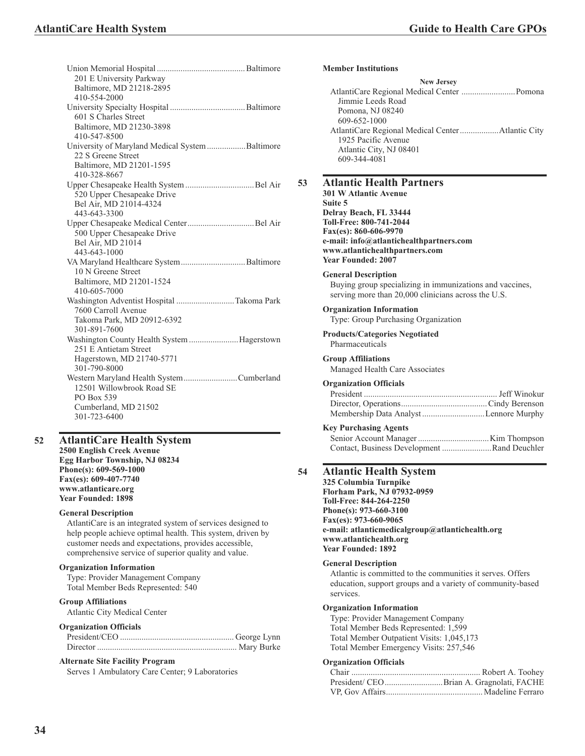Union Memorial Hospital ........................................ Baltimore
201 E University Parkway
Baltimore, MD 21218-2895
410-554-2000

University Specialty Hospital .................................. Baltimore
601 S Charles Street
Baltimore, MD 21230-3898
410-547-8500

University of Maryland Medical System .................. Baltimore
22 S Greene Street
Baltimore, MD 21201-1595
410-328-8667

Upper Chesapeake Health System ................................ Bel Air
520 Upper Chesapeake Drive
Bel Air, MD 21014-4324
443-643-3300

Upper Chesapeake Medical Center ............................... Bel Air
500 Upper Chesapeake Drive
Bel Air, MD 21014
443-643-1000

VA Maryland Healthcare System .............................. Baltimore
10 N Greene Street
Baltimore, MD 21201-1524
410-605-7000

Washington Adventist Hospital ........................... Takoma Park
7600 Carroll Avenue
Takoma Park, MD 20912-6392
301-891-7600

Washington County Health System ....................... Hagerstown
251 E Antietam Street
Hagerstown, MD 21740-5771
301-790-8000

Western Maryland Health System ......................... Cumberland
12501 Willowbrook Road SE
PO Box 539
Cumberland, MD 21502
301-723-6400

## 52 AtlantiCare Health System

**2500 English Creek Avenue**
**Egg Harbor Township, NJ 08234**
**Phone(s): 609-569-1000**
**Fax(es): 609-407-7740**
**www.atlanticare.org**
**Year Founded: 1898**

**General Description**

AtlantiCare is an integrated system of services designed to help people achieve optimal health. This system, driven by customer needs and expectations, provides accessible, comprehensive service of superior quality and value.

**Organization Information**

Type: Provider Management Company
Total Member Beds Represented: 540

**Group Affiliations**

Atlantic City Medical Center

**Organization Officials**

President/CEO ..................................................... George Lynn
Director ................................................................. Mary Burke

**Alternate Site Facility Program**

Serves 1 Ambulatory Care Center; 9 Laboratories

**Member Institutions**

**New Jersey**

AtlantiCare Regional Medical Center ......................... Pomona
Jimmie Leeds Road
Pomona, NJ 08240
609-652-1000

AtlantiCare Regional Medical Center ................. Atlantic City
1925 Pacific Avenue
Atlantic City, NJ 08401
609-344-4081

## 53 Atlantic Health Partners

**301 W Atlantic Avenue**
**Suite 5**
**Delray Beach, FL 33444**
**Toll-Free: 800-741-2044**
**Fax(es): 860-606-9970**
**e-mail: info@atlantichealthpartners.com**
**www.atlantichealthpartners.com**
**Year Founded: 2007**

**General Description**

Buying group specializing in immunizations and vaccines, serving more than 20,000 clinicians across the U.S.

**Organization Information**

Type: Group Purchasing Organization

**Products/Categories Negotiated**

Pharmaceuticals

**Group Affiliations**

Managed Health Care Associates

**Organization Officials**

President ............................................................. Jeff Winokur
Director, Operations ........................................ Cindy Berenson
Membership Data Analyst ............................. Lennore Murphy

**Key Purchasing Agents**

Senior Account Manager ................................. Kim Thompson
Contact, Business Development ....................... Rand Deuchler

## 54 Atlantic Health System

**325 Columbia Turnpike**
**Florham Park, NJ 07932-0959**
**Toll-Free: 844-264-2250**
**Phone(s): 973-660-3100**
**Fax(es): 973-660-9065**
**e-mail: atlanticmedicalgroup@atlantichealth.org**
**www.atlantichealth.org**
**Year Founded: 1892**

**General Description**

Atlantic is committed to the communities it serves. Offers education, support groups and a variety of community-based services.

**Organization Information**

Type: Provider Management Company
Total Member Beds Represented: 1,599
Total Member Outpatient Visits: 1,045,173
Total Member Emergency Visits: 257,546

**Organization Officials**

Chair ........................................................... Robert A. Toohey
President/ CEO ........................... Brian A. Gragnolati, FACHE
VP, Gov Affairs ............................................. Madeline Ferraro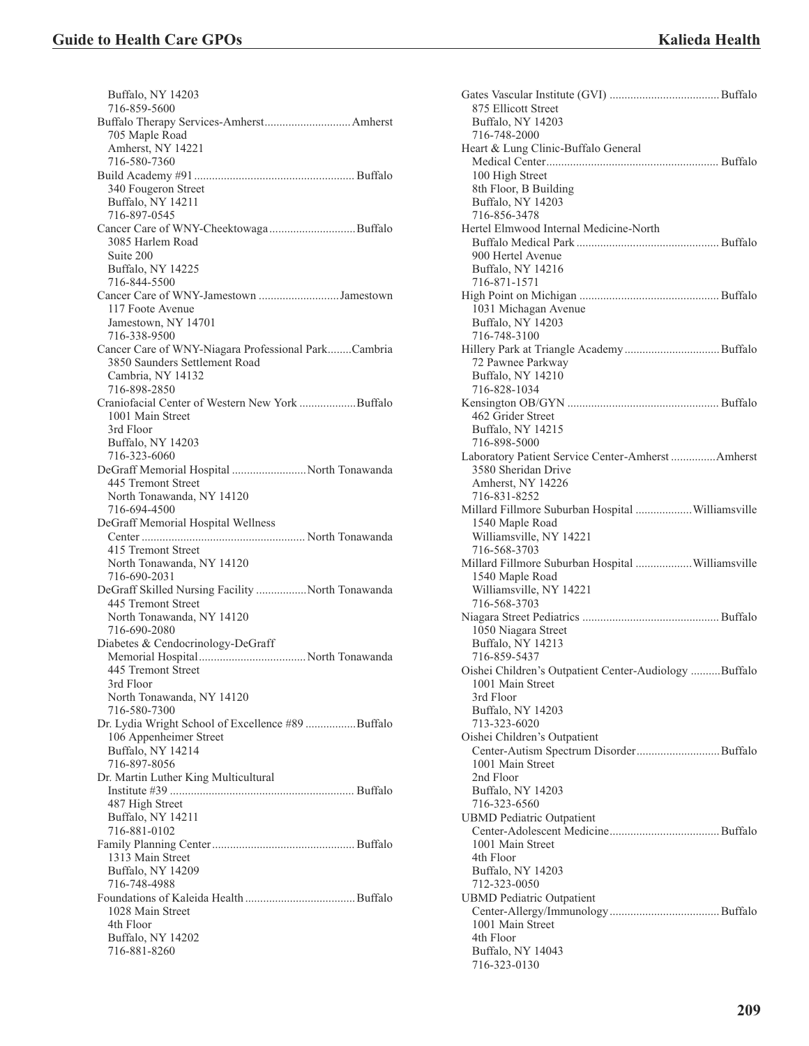Buffalo, NY 14203
716-859-5600

Buffalo Therapy Services-Amherst............................Amherst
705 Maple Road
Amherst, NY 14221
716-580-7360

Build Academy #91..................................................... Buffalo
340 Fougeron Street
Buffalo, NY 14211
716-897-0545

Cancer Care of WNY-Cheektowaga............................Buffalo
3085 Harlem Road
Suite 200
Buffalo, NY 14225
716-844-5500

Cancer Care of WNY-Jamestown ...........................Jamestown
117 Foote Avenue
Jamestown, NY 14701
716-338-9500

Cancer Care of WNY-Niagara Professional Park........Cambria
3850 Saunders Settlement Road
Cambria, NY 14132
716-898-2850

Craniofacial Center of Western New York ...................Buffalo
1001 Main Street
3rd Floor
Buffalo, NY 14203
716-323-6060

DeGraff Memorial Hospital .........................North Tonawanda
445 Tremont Street
North Tonawanda, NY 14120
716-694-4500

DeGraff Memorial Hospital Wellness
Center ...................................................... North Tonawanda
415 Tremont Street
North Tonawanda, NY 14120
716-690-2031

DeGraff Skilled Nursing Facility ................North Tonawanda
445 Tremont Street
North Tonawanda, NY 14120
716-690-2080

Diabetes & Cendocrinology-DeGraff
Memorial Hospital....................................North Tonawanda
445 Tremont Street
3rd Floor
North Tonawanda, NY 14120
716-580-7300

Dr. Lydia Wright School of Excellence #89 .................Buffalo
106 Appenheimer Street
Buffalo, NY 14214
716-897-8056

Dr. Martin Luther King Multicultural
Institute #39 ............................................................. Buffalo
487 High Street
Buffalo, NY 14211
716-881-0102

Family Planning Center............................................... Buffalo
1313 Main Street
Buffalo, NY 14209
716-748-4988

Foundations of Kaleida Health.....................................Buffalo
1028 Main Street
4th Floor
Buffalo, NY 14202
716-881-8260

Gates Vascular Institute (GVI) .....................................Buffalo
875 Ellicott Street
Buffalo, NY 14203
716-748-2000

Heart & Lung Clinic-Buffalo General
Medical Center......................................................... Buffalo
100 High Street
8th Floor, B Building
Buffalo, NY 14203
716-856-3478

Hertel Elmwood Internal Medicine-North
Buffalo Medical Park ............................................... Buffalo
900 Hertel Avenue
Buffalo, NY 14216
716-871-1571

High Point on Michigan .............................................. Buffalo
1031 Michagan Avenue
Buffalo, NY 14203
716-748-3100

Hillery Park at Triangle Academy................................Buffalo
72 Pawnee Parkway
Buffalo, NY 14210
716-828-1034

Kensington OB/GYN .................................................. Buffalo
462 Grider Street
Buffalo, NY 14215
716-898-5000

Laboratory Patient Service Center-Amherst ...............Amherst
3580 Sheridan Drive
Amherst, NY 14226
716-831-8252

Millard Fillmore Suburban Hospital ...................Williamsville
1540 Maple Road
Williamsville, NY 14221
716-568-3703

Millard Fillmore Suburban Hospital ...................Williamsville
1540 Maple Road
Williamsville, NY 14221
716-568-3703

Niagara Street Pediatrics ............................................. Buffalo
1050 Niagara Street
Buffalo, NY 14213
716-859-5437

Oishei Children's Outpatient Center-Audiology ..........Buffalo
1001 Main Street
3rd Floor
Buffalo, NY 14203
713-323-6020

Oishei Children's Outpatient
Center-Autism Spectrum Disorder............................Buffalo
1001 Main Street
2nd Floor
Buffalo, NY 14203
716-323-6560

UBMD Pediatric Outpatient
Center-Adolescent Medicine.....................................Buffalo
1001 Main Street
4th Floor
Buffalo, NY 14203
712-323-0050

UBMD Pediatric Outpatient
Center-Allergy/Immunology.....................................Buffalo
1001 Main Street
4th Floor
Buffalo, NY 14043
716-323-0130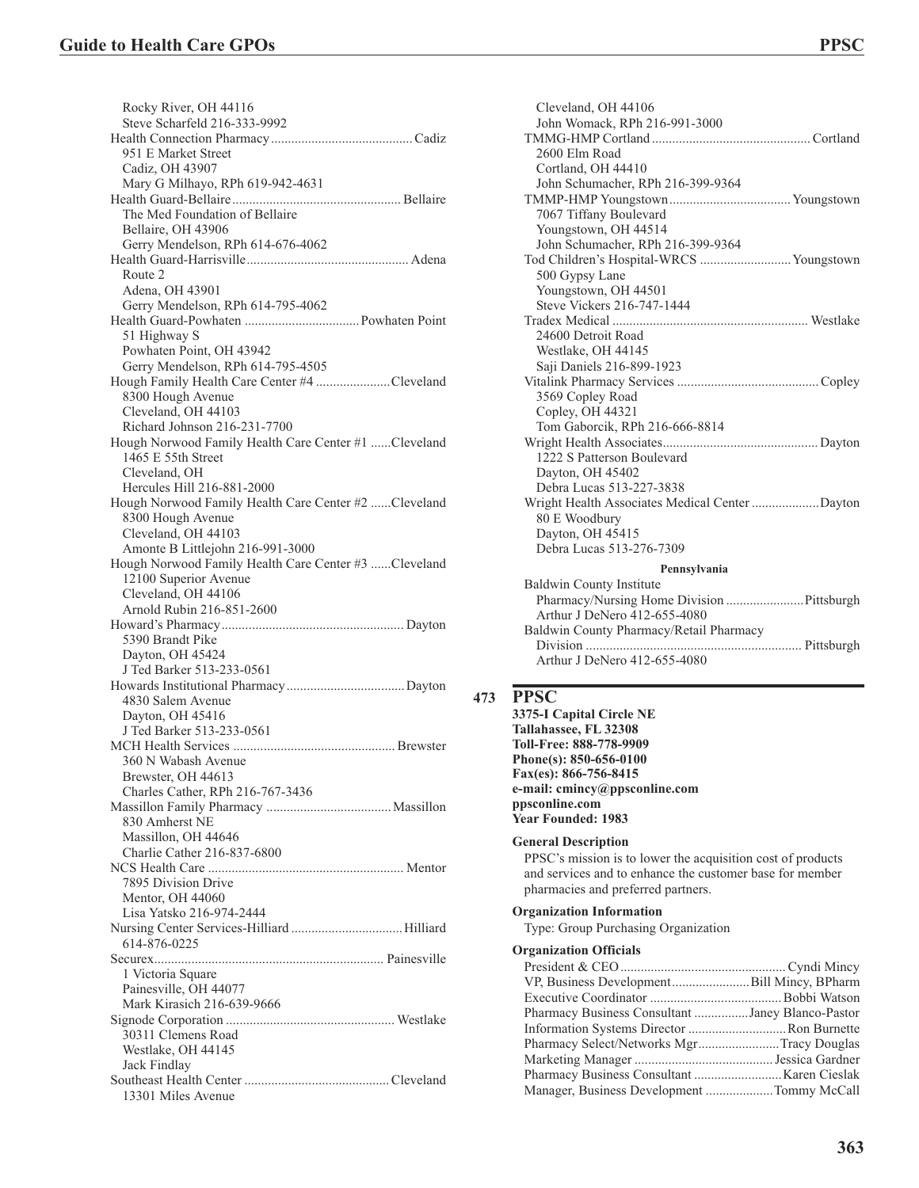Rocky River, OH 44116
Steve Scharfeld 216-333-9992

Health Connection Pharmacy .......................................... Cadiz
951 E Market Street
Cadiz, OH 43907
Mary G Milhayo, RPh 619-942-4631

Health Guard-Bellaire .................................................. Bellaire
The Med Foundation of Bellaire
Bellaire, OH 43906
Gerry Mendelson, RPh 614-676-4062

Health Guard-Harrisville ................................................ Adena
Route 2
Adena, OH 43901
Gerry Mendelson, RPh 614-795-4062

Health Guard-Powhaten .................................. Powhaten Point
51 Highway S
Powhaten Point, OH 43942
Gerry Mendelson, RPh 614-795-4505

Hough Family Health Care Center #4 ...................... Cleveland
8300 Hough Avenue
Cleveland, OH 44103
Richard Johnson 216-231-7700

Hough Norwood Family Health Care Center #1 ...... Cleveland
1465 E 55th Street
Cleveland, OH
Hercules Hill 216-881-2000

Hough Norwood Family Health Care Center #2 ...... Cleveland
8300 Hough Avenue
Cleveland, OH 44103
Amonte B Littlejohn 216-991-3000

Hough Norwood Family Health Care Center #3 ...... Cleveland
12100 Superior Avenue
Cleveland, OH 44106
Arnold Rubin 216-851-2600

Howard's Pharmacy ...................................................... Dayton
5390 Brandt Pike
Dayton, OH 45424
J Ted Barker 513-233-0561

Howards Institutional Pharmacy .................................. Dayton
4830 Salem Avenue
Dayton, OH 45416
J Ted Barker 513-233-0561

MCH Health Services ................................................ Brewster
360 N Wabash Avenue
Brewster, OH 44613
Charles Cather, RPh 216-767-3436

Massillon Family Pharmacy ..................................... Massillon
830 Amherst NE
Massillon, OH 44646
Charlie Cather 216-837-6800

NCS Health Care .......................................................... Mentor
7895 Division Drive
Mentor, OH 44060
Lisa Yatsko 216-974-2444

Nursing Center Services-Hilliard ................................. Hilliard
614-876-0225

Securex.................................................................... Painesville
1 Victoria Square
Painesville, OH 44077
Mark Kirasich 216-639-9666

Signode Corporation ................................................. Westlake
30311 Clemens Road
Westlake, OH 44145
Jack Findlay

Southeast Health Center ........................................... Cleveland
13301 Miles Avenue
Cleveland, OH 44106
John Womack, RPh 216-991-3000

TMMG-HMP Cortland .............................................. Cortland
2600 Elm Road
Cortland, OH 44410
John Schumacher, RPh 216-399-9364

TMMP-HMP Youngstown .................................... Youngstown
7067 Tiffany Boulevard
Youngstown, OH 44514
John Schumacher, RPh 216-399-9364

Tod Children's Hospital-WRCS ........................... Youngstown
500 Gypsy Lane
Youngstown, OH 44501
Steve Vickers 216-747-1444

Tradex Medical .......................................................... Westlake
24600 Detroit Road
Westlake, OH 44145
Saji Daniels 216-899-1923

Vitalink Pharmacy Services .......................................... Copley
3569 Copley Road
Copley, OH 44321
Tom Gaborcik, RPh 216-666-8814

Wright Health Associates .............................................. Dayton
1222 S Patterson Boulevard
Dayton, OH 45402
Debra Lucas 513-227-3838

Wright Health Associates Medical Center .................... Dayton
80 E Woodbury
Dayton, OH 45415
Debra Lucas 513-276-7309

**Pennsylvania**

Baldwin County Institute
Pharmacy/Nursing Home Division ....................... Pittsburgh
Arthur J DeNero 412-655-4080

Baldwin County Pharmacy/Retail Pharmacy
Division ................................................................ Pittsburgh
Arthur J DeNero 412-655-4080

## 473 PPSC

**3375-I Capital Circle NE**
**Tallahassee, FL 32308**
**Toll-Free: 888-778-9909**
**Phone(s): 850-656-0100**
**Fax(es): 866-756-8415**
**e-mail: cmincy@ppsconline.com**
**ppsconline.com**
**Year Founded: 1983**

**General Description**

PPSC's mission is to lower the acquisition cost of products and services and to enhance the customer base for member pharmacies and preferred partners.

**Organization Information**

Type: Group Purchasing Organization

**Organization Officials**

President & CEO ................................................ Cyndi Mincy
VP, Business Development ....................... Bill Mincy, BPharm
Executive Coordinator ...................................... Bobbi Watson
Pharmacy Business Consultant ................ Janey Blanco-Pastor
Information Systems Director ............................. Ron Burnette
Pharmacy Select/Networks Mgr ........................ Tracy Douglas
Marketing Manager ......................................... Jessica Gardner
Pharmacy Business Consultant .......................... Karen Cieslak
Manager, Business Development .................... Tommy McCall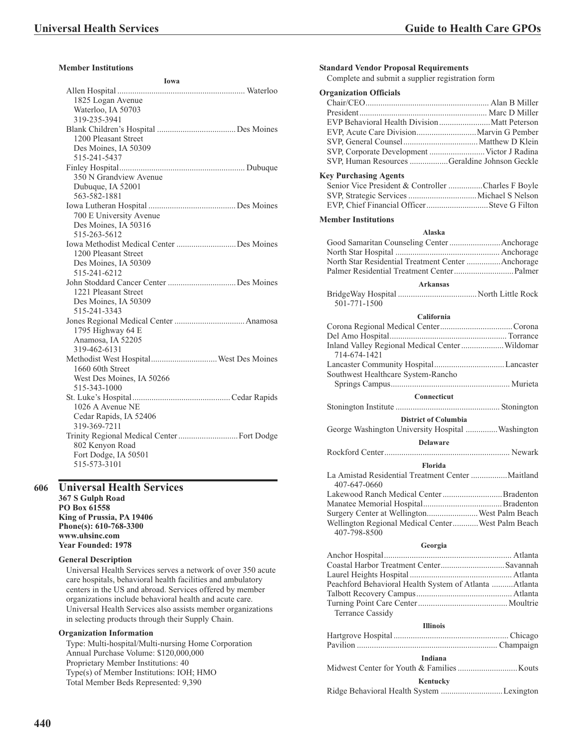#### Member Institutions

**Iowa**

Allen Hospital ........ Waterloo
1825 Logan Avenue
Waterloo, IA 50703
319-235-3941

Blank Children's Hospital ........ Des Moines
1200 Pleasant Street
Des Moines, IA 50309
515-241-5437

Finley Hospital ........ Dubuque
350 N Grandview Avenue
Dubuque, IA 52001
563-582-1881

Iowa Lutheran Hospital ........ Des Moines
700 E University Avenue
Des Moines, IA 50316
515-263-5612

Iowa Methodist Medical Center ........ Des Moines
1200 Pleasant Street
Des Moines, IA 50309
515-241-6212

John Stoddard Cancer Center ........ Des Moines
1221 Pleasant Street
Des Moines, IA 50309
515-241-3343

Jones Regional Medical Center ........ Anamosa
1795 Highway 64 E
Anamosa, IA 52205
319-462-6131

Methodist West Hospital ........ West Des Moines
1660 60th Street
West Des Moines, IA 50266
515-343-1000

St. Luke's Hospital ........ Cedar Rapids
1026 A Avenue NE
Cedar Rapids, IA 52406
319-369-7211

Trinity Regional Medical Center ........ Fort Dodge
802 Kenyon Road
Fort Dodge, IA 50501
515-573-3101

## 606 Universal Health Services

**367 S Gulph Road**
**PO Box 61558**
**King of Prussia, PA 19406**
**Phone(s): 610-768-3300**
**www.uhsinc.com**
**Year Founded: 1978**

#### General Description

Universal Health Services serves a network of over 350 acute care hospitals, behavioral health facilities and ambulatory centers in the US and abroad. Services offered by member organizations include behavioral health and acute care. Universal Health Services also assists member organizations in selecting products through their Supply Chain.

#### Organization Information

Type: Multi-hospital/Multi-nursing Home Corporation
Annual Purchase Volume: $120,000,000
Proprietary Member Institutions: 40
Type(s) of Member Institutions: IOH; HMO
Total Member Beds Represented: 9,390

#### Standard Vendor Proposal Requirements

Complete and submit a supplier registration form

#### Organization Officials

Chair/CEO ........ Alan B Miller
President ........ Marc D Miller
EVP Behavioral Health Division ........ Matt Peterson
EVP, Acute Care Division ........ Marvin G Pember
SVP, General Counsel ........ Matthew D Klein
SVP, Corporate Development ........ Victor J Radina
SVP, Human Resources ........ Geraldine Johnson Geckle

#### Key Purchasing Agents

Senior Vice President & Controller ........ Charles F Boyle
SVP, Strategic Services ........ Michael S Nelson
EVP, Chief Financial Officer ........ Steve G Filton

#### Member Institutions

**Alaska**

Good Samaritan Counseling Center ........ Anchorage
North Star Hospital ........ Anchorage
North Star Residential Treatment Center ........ Anchorage
Palmer Residential Treatment Center ........ Palmer

**Arkansas**

BridgeWay Hospital ........ North Little Rock
501-771-1500

**California**

Corona Regional Medical Center ........ Corona
Del Amo Hospital ........ Torrance
Inland Valley Regional Medical Center ........ Wildomar
714-674-1421
Lancaster Community Hospital ........ Lancaster
Southwest Healthcare System-Rancho Springs Campus ........ Murieta

**Connecticut**

Stonington Institute ........ Stonington

**District of Columbia**

George Washington University Hospital ........ Washington

**Delaware**

Rockford Center ........ Newark

**Florida**

La Amistad Residential Treatment Center ........ Maitland
407-647-0660
Lakewood Ranch Medical Center ........ Bradenton
Manatee Memorial Hospital ........ Bradenton
Surgery Center at Wellington ........ West Palm Beach
Wellington Regional Medical Center ........ West Palm Beach
407-798-8500

**Georgia**

Anchor Hospital ........ Atlanta
Coastal Harbor Treatment Center ........ Savannah
Laurel Heights Hospital ........ Atlanta
Peachford Behavioral Health System of Atlanta ........ Atlanta
Talbott Recovery Campus ........ Atlanta
Turning Point Care Center ........ Moultrie
Terrance Cassidy

**Illinois**

Hartgrove Hospital ........ Chicago
Pavilion ........ Champaign

**Indiana**

Midwest Center for Youth & Families ........ Kouts

**Kentucky**

Ridge Behavioral Health System ........ Lexington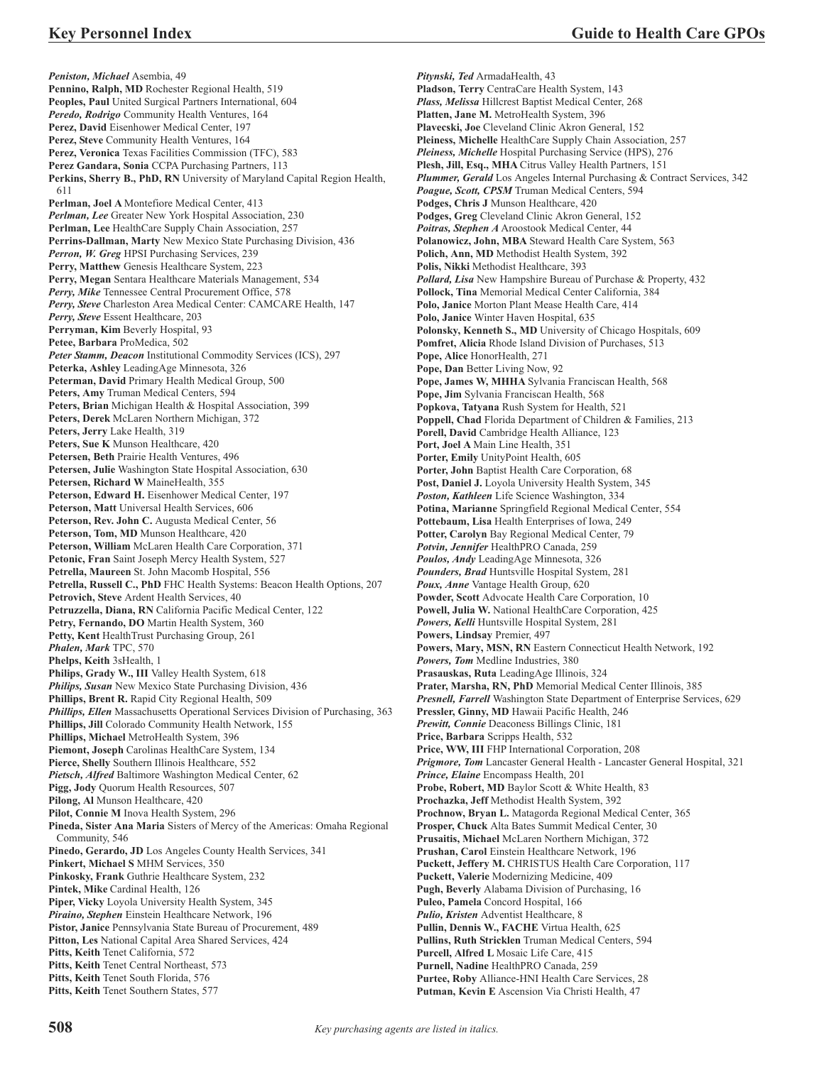***Peniston, Michael*** Asembia, 49
**Pennino, Ralph, MD** Rochester Regional Health, 519
**Peoples, Paul** United Surgical Partners International, 604
***Peredo, Rodrigo*** Community Health Ventures, 164
**Perez, David** Eisenhower Medical Center, 197
**Perez, Steve** Community Health Ventures, 164
**Perez, Veronica** Texas Facilities Commission (TFC), 583
**Perez Gandara, Sonia** CCPA Purchasing Partners, 113
**Perkins, Sherry B., PhD, RN** University of Maryland Capital Region Health, 611
**Perlman, Joel A** Montefiore Medical Center, 413
***Perlman, Lee*** Greater New York Hospital Association, 230
**Perlman, Lee** HealthCare Supply Chain Association, 257
**Perrins-Dallman, Marty** New Mexico State Purchasing Division, 436
***Perron, W. Greg*** HPSI Purchasing Services, 239
**Perry, Matthew** Genesis Healthcare System, 223
**Perry, Megan** Sentara Healthcare Materials Management, 534
***Perry, Mike*** Tennessee Central Procurement Office, 578
***Perry, Steve*** Charleston Area Medical Center: CAMCARE Health, 147
***Perry, Steve*** Essent Healthcare, 203
**Perryman, Kim** Beverly Hospital, 93
**Petee, Barbara** ProMedica, 502
***Peter Stamm, Deacon*** Institutional Commodity Services (ICS), 297
**Peterka, Ashley** LeadingAge Minnesota, 326
**Peterman, David** Primary Health Medical Group, 500
**Peters, Amy** Truman Medical Centers, 594
**Peters, Brian** Michigan Health & Hospital Association, 399
**Peters, Derek** McLaren Northern Michigan, 372
**Peters, Jerry** Lake Health, 319
**Peters, Sue K** Munson Healthcare, 420
**Petersen, Beth** Prairie Health Ventures, 496
**Petersen, Julie** Washington State Hospital Association, 630
**Petersen, Richard W** MaineHealth, 355
**Peterson, Edward H.** Eisenhower Medical Center, 197
**Peterson, Matt** Universal Health Services, 606
**Peterson, Rev. John C.** Augusta Medical Center, 56
**Peterson, Tom, MD** Munson Healthcare, 420
**Peterson, William** McLaren Health Care Corporation, 371
**Petonic, Fran** Saint Joseph Mercy Health System, 527
**Petrella, Maureen** St. John Macomb Hospital, 556
**Petrella, Russell C., PhD** FHC Health Systems: Beacon Health Options, 207
**Petrovich, Steve** Ardent Health Services, 40
**Petruzzella, Diana, RN** California Pacific Medical Center, 122
**Petry, Fernando, DO** Martin Health System, 360
**Petty, Kent** HealthTrust Purchasing Group, 261
***Phalen, Mark*** TPC, 570
**Phelps, Keith** 3sHealth, 1
**Philips, Grady W., III** Valley Health System, 618
***Philips, Susan*** New Mexico State Purchasing Division, 436
**Phillips, Brent R.** Rapid City Regional Health, 509
***Phillips, Ellen*** Massachusetts Operational Services Division of Purchasing, 363
**Phillips, Jill** Colorado Community Health Network, 155
**Phillips, Michael** MetroHealth System, 396
**Piemont, Joseph** Carolinas HealthCare System, 134
**Pierce, Shelly** Southern Illinois Healthcare, 552
***Pietsch, Alfred*** Baltimore Washington Medical Center, 62
**Pigg, Jody** Quorum Health Resources, 507
**Pilong, Al** Munson Healthcare, 420
**Pilot, Connie M** Inova Health System, 296
**Pineda, Sister Ana Maria** Sisters of Mercy of the Americas: Omaha Regional Community, 546
**Pinedo, Gerardo, JD** Los Angeles County Health Services, 341
**Pinkert, Michael S** MHM Services, 350
**Pinkosky, Frank** Guthrie Healthcare System, 232
**Pintek, Mike** Cardinal Health, 126
**Piper, Vicky** Loyola University Health System, 345
***Piraino, Stephen*** Einstein Healthcare Network, 196
**Pistor, Janice** Pennsylvania State Bureau of Procurement, 489
**Pitton, Les** National Capital Area Shared Services, 424
**Pitts, Keith** Tenet California, 572
**Pitts, Keith** Tenet Central Northeast, 573
**Pitts, Keith** Tenet South Florida, 576
**Pitts, Keith** Tenet Southern States, 577
***Pitynski, Ted*** ArmadaHealth, 43
**Pladson, Terry** CentraCare Health System, 143
***Plass, Melissa*** Hillcrest Baptist Medical Center, 268
**Platten, Jane M.** MetroHealth System, 396
**Plavecski, Joe** Cleveland Clinic Akron General, 152
**Pleiness, Michelle** HealthCare Supply Chain Association, 257
***Pleiness, Michelle*** Hospital Purchasing Service (HPS), 276
**Plesh, Jill, Esq., MHA** Citrus Valley Health Partners, 151
***Plummer, Gerald*** Los Angeles Internal Purchasing & Contract Services, 342
***Poague, Scott, CPSM*** Truman Medical Centers, 594
**Podges, Chris J** Munson Healthcare, 420
**Podges, Greg** Cleveland Clinic Akron General, 152
***Poitras, Stephen A*** Aroostook Medical Center, 44
**Polanowicz, John, MBA** Steward Health Care System, 563
**Polich, Ann, MD** Methodist Health System, 392
**Polis, Nikki** Methodist Healthcare, 393
***Pollard, Lisa*** New Hampshire Bureau of Purchase & Property, 432
**Pollock, Tina** Memorial Medical Center California, 384
**Polo, Janice** Morton Plant Mease Health Care, 414
**Polo, Janice** Winter Haven Hospital, 635
**Polonsky, Kenneth S., MD** University of Chicago Hospitals, 609
**Pomfret, Alicia** Rhode Island Division of Purchases, 513
**Pope, Alice** HonorHealth, 271
**Pope, Dan** Better Living Now, 92
**Pope, James W, MHHA** Sylvania Franciscan Health, 568
**Pope, Jim** Sylvania Franciscan Health, 568
**Popkova, Tatyana** Rush System for Health, 521
**Poppell, Chad** Florida Department of Children & Families, 213
**Porell, David** Cambridge Health Alliance, 123
**Port, Joel A** Main Line Health, 351
**Porter, Emily** UnityPoint Health, 605
**Porter, John** Baptist Health Care Corporation, 68
**Post, Daniel J.** Loyola University Health System, 345
***Poston, Kathleen*** Life Science Washington, 334
**Potina, Marianne** Springfield Regional Medical Center, 554
**Pottebaum, Lisa** Health Enterprises of Iowa, 249
**Potter, Carolyn** Bay Regional Medical Center, 79
***Potvin, Jennifer*** HealthPRO Canada, 259
***Poulos, Andy*** LeadingAge Minnesota, 326
***Pounders, Brad*** Huntsville Hospital System, 281
***Poux, Anne*** Vantage Health Group, 620
**Powder, Scott** Advocate Health Care Corporation, 10
**Powell, Julia W.** National HealthCare Corporation, 425
***Powers, Kelli*** Huntsville Hospital System, 281
**Powers, Lindsay** Premier, 497
**Powers, Mary, MSN, RN** Eastern Connecticut Health Network, 192
***Powers, Tom*** Medline Industries, 380
**Prasauskas, Ruta** LeadingAge Illinois, 324
**Prater, Marsha, RN, PhD** Memorial Medical Center Illinois, 385
***Presnell, Farrell*** Washington State Department of Enterprise Services, 629
**Pressler, Ginny, MD** Hawaii Pacific Health, 246
***Prewitt, Connie*** Deaconess Billings Clinic, 181
**Price, Barbara** Scripps Health, 532
**Price, WW, III** FHP International Corporation, 208
***Prigmore, Tom*** Lancaster General Health - Lancaster General Hospital, 321
***Prince, Elaine*** Encompass Health, 201
**Probe, Robert, MD** Baylor Scott & White Health, 83
**Prochazka, Jeff** Methodist Health System, 392
**Prochnow, Bryan L.** Matagorda Regional Medical Center, 365
**Prosper, Chuck** Alta Bates Summit Medical Center, 30
**Prusaitis, Michael** McLaren Northern Michigan, 372
**Prushan, Carol** Einstein Healthcare Network, 196
**Puckett, Jeffery M.** CHRISTUS Health Care Corporation, 117
**Puckett, Valerie** Modernizing Medicine, 409
**Pugh, Beverly** Alabama Division of Purchasing, 16
**Puleo, Pamela** Concord Hospital, 166
***Pulio, Kristen*** Adventist Healthcare, 8
**Pullin, Dennis W., FACHE** Virtua Health, 625
**Pullins, Ruth Stricklen** Truman Medical Centers, 594
**Purcell, Alfred L** Mosaic Life Care, 415
**Purnell, Nadine** HealthPRO Canada, 259
**Purtee, Roby** Alliance-HNI Health Care Services, 28
**Putman, Kevin E** Ascension Via Christi Health, 47

*Key purchasing agents are listed in italics.*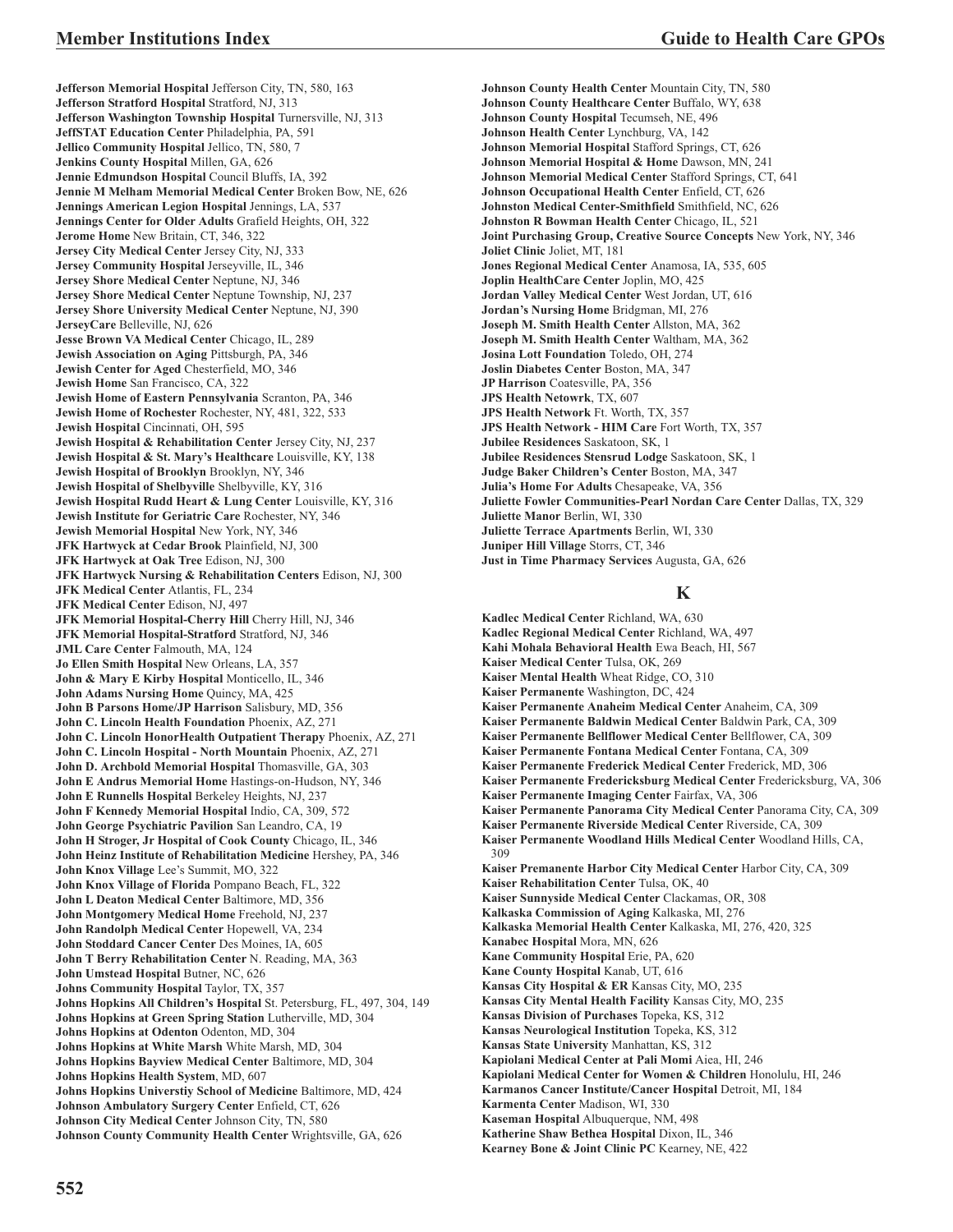**Jefferson Memorial Hospital** Jefferson City, TN, 580, 163
**Jefferson Stratford Hospital** Stratford, NJ, 313
**Jefferson Washington Township Hospital** Turnersville, NJ, 313
**JeffSTAT Education Center** Philadelphia, PA, 591
**Jellico Community Hospital** Jellico, TN, 580, 7
**Jenkins County Hospital** Millen, GA, 626
**Jennie Edmundson Hospital** Council Bluffs, IA, 392
**Jennie M Melham Memorial Medical Center** Broken Bow, NE, 626
**Jennings American Legion Hospital** Jennings, LA, 537
**Jennings Center for Older Adults** Grafield Heights, OH, 322
**Jerome Home** New Britain, CT, 346, 322
**Jersey City Medical Center** Jersey City, NJ, 333
**Jersey Community Hospital** Jerseyville, IL, 346
**Jersey Shore Medical Center** Neptune, NJ, 346
**Jersey Shore Medical Center** Neptune Township, NJ, 237
**Jersey Shore University Medical Center** Neptune, NJ, 390
**JerseyCare** Belleville, NJ, 626
**Jesse Brown VA Medical Center** Chicago, IL, 289
**Jewish Association on Aging** Pittsburgh, PA, 346
**Jewish Center for Aged** Chesterfield, MO, 346
**Jewish Home** San Francisco, CA, 322
**Jewish Home of Eastern Pennsylvania** Scranton, PA, 346
**Jewish Home of Rochester** Rochester, NY, 481, 322, 533
**Jewish Hospital** Cincinnati, OH, 595
**Jewish Hospital & Rehabilitation Center** Jersey City, NJ, 237
**Jewish Hospital & St. Mary's Healthcare** Louisville, KY, 138
**Jewish Hospital of Brooklyn** Brooklyn, NY, 346
**Jewish Hospital of Shelbyville** Shelbyville, KY, 316
**Jewish Hospital Rudd Heart & Lung Center** Louisville, KY, 316
**Jewish Institute for Geriatric Care** Rochester, NY, 346
**Jewish Memorial Hospital** New York, NY, 346
**JFK Hartwyck at Cedar Brook** Plainfield, NJ, 300
**JFK Hartwyck at Oak Tree** Edison, NJ, 300
**JFK Hartwyck Nursing & Rehabilitation Centers** Edison, NJ, 300
**JFK Medical Center** Atlantis, FL, 234
**JFK Medical Center** Edison, NJ, 497
**JFK Memorial Hospital-Cherry Hill** Cherry Hill, NJ, 346
**JFK Memorial Hospital-Stratford** Stratford, NJ, 346
**JML Care Center** Falmouth, MA, 124
**Jo Ellen Smith Hospital** New Orleans, LA, 357
**John & Mary E Kirby Hospital** Monticello, IL, 346
**John Adams Nursing Home** Quincy, MA, 425
**John B Parsons Home/JP Harrison** Salisbury, MD, 356
**John C. Lincoln Health Foundation** Phoenix, AZ, 271
**John C. Lincoln HonorHealth Outpatient Therapy** Phoenix, AZ, 271
**John C. Lincoln Hospital - North Mountain** Phoenix, AZ, 271
**John D. Archbold Memorial Hospital** Thomasville, GA, 303
**John E Andrus Memorial Home** Hastings-on-Hudson, NY, 346
**John E Runnells Hospital** Berkeley Heights, NJ, 237
**John F Kennedy Memorial Hospital** Indio, CA, 309, 572
**John George Psychiatric Pavilion** San Leandro, CA, 19
**John H Stroger, Jr Hospital of Cook County** Chicago, IL, 346
**John Heinz Institute of Rehabilitation Medicine** Hershey, PA, 346
**John Knox Village** Lee's Summit, MO, 322
**John Knox Village of Florida** Pompano Beach, FL, 322
**John L Deaton Medical Center** Baltimore, MD, 356
**John Montgomery Medical Home** Freehold, NJ, 237
**John Randolph Medical Center** Hopewell, VA, 234
**John Stoddard Cancer Center** Des Moines, IA, 605
**John T Berry Rehabilitation Center** N. Reading, MA, 363
**John Umstead Hospital** Butner, NC, 626
**Johns Community Hospital** Taylor, TX, 357
**Johns Hopkins All Children's Hospital** St. Petersburg, FL, 497, 304, 149
**Johns Hopkins at Green Spring Station** Lutherville, MD, 304
**Johns Hopkins at Odenton** Odenton, MD, 304
**Johns Hopkins at White Marsh** White Marsh, MD, 304
**Johns Hopkins Bayview Medical Center** Baltimore, MD, 304
**Johns Hopkins Health System**, MD, 607
**Johns Hopkins Universtiy School of Medicine** Baltimore, MD, 424
**Johnson Ambulatory Surgery Center** Enfield, CT, 626
**Johnson City Medical Center** Johnson City, TN, 580
**Johnson County Community Health Center** Wrightsville, GA, 626
**Johnson County Health Center** Mountain City, TN, 580
**Johnson County Healthcare Center** Buffalo, WY, 638
**Johnson County Hospital** Tecumseh, NE, 496
**Johnson Health Center** Lynchburg, VA, 142
**Johnson Memorial Hospital** Stafford Springs, CT, 626
**Johnson Memorial Hospital & Home** Dawson, MN, 241
**Johnson Memorial Medical Center** Stafford Springs, CT, 641
**Johnson Occupational Health Center** Enfield, CT, 626
**Johnston Medical Center-Smithfield** Smithfield, NC, 626
**Johnston R Bowman Health Center** Chicago, IL, 521
**Joint Purchasing Group, Creative Source Concepts** New York, NY, 346
**Joliet Clinic** Joliet, MT, 181
**Jones Regional Medical Center** Anamosa, IA, 535, 605
**Joplin HealthCare Center** Joplin, MO, 425
**Jordan Valley Medical Center** West Jordan, UT, 616
**Jordan's Nursing Home** Bridgman, MI, 276
**Joseph M. Smith Health Center** Allston, MA, 362
**Joseph M. Smith Health Center** Waltham, MA, 362
**Josina Lott Foundation** Toledo, OH, 274
**Joslin Diabetes Center** Boston, MA, 347
**JP Harrison** Coatesville, PA, 356
**JPS Health Netowrk**, TX, 607
**JPS Health Network** Ft. Worth, TX, 357
**JPS Health Network - HIM Care** Fort Worth, TX, 357
**Jubilee Residences** Saskatoon, SK, 1
**Jubilee Residences Stensrud Lodge** Saskatoon, SK, 1
**Judge Baker Children's Center** Boston, MA, 347
**Julia's Home For Adults** Chesapeake, VA, 356
**Juliette Fowler Communities-Pearl Nordan Care Center** Dallas, TX, 329
**Juliette Manor** Berlin, WI, 330
**Juliette Terrace Apartments** Berlin, WI, 330
**Juniper Hill Village** Storrs, CT, 346
**Just in Time Pharmacy Services** Augusta, GA, 626

## K

**Kadlec Medical Center** Richland, WA, 630
**Kadlec Regional Medical Center** Richland, WA, 497
**Kahi Mohala Behavioral Health** Ewa Beach, HI, 567
**Kaiser Medical Center** Tulsa, OK, 269
**Kaiser Mental Health** Wheat Ridge, CO, 310
**Kaiser Permanente** Washington, DC, 424
**Kaiser Permanente Anaheim Medical Center** Anaheim, CA, 309
**Kaiser Permanente Baldwin Medical Center** Baldwin Park, CA, 309
**Kaiser Permanente Bellflower Medical Center** Bellflower, CA, 309
**Kaiser Permanente Fontana Medical Center** Fontana, CA, 309
**Kaiser Permanente Frederick Medical Center** Frederick, MD, 306
**Kaiser Permanente Fredericksburg Medical Center** Fredericksburg, VA, 306
**Kaiser Permanente Imaging Center** Fairfax, VA, 306
**Kaiser Permanente Panorama City Medical Center** Panorama City, CA, 309
**Kaiser Permanente Riverside Medical Center** Riverside, CA, 309
**Kaiser Permanente Woodland Hills Medical Center** Woodland Hills, CA, 309
**Kaiser Premanente Harbor City Medical Center** Harbor City, CA, 309
**Kaiser Rehabilitation Center** Tulsa, OK, 40
**Kaiser Sunnyside Medical Center** Clackamas, OR, 308
**Kalkaska Commission of Aging** Kalkaska, MI, 276
**Kalkaska Memorial Health Center** Kalkaska, MI, 276, 420, 325
**Kanabec Hospital** Mora, MN, 626
**Kane Community Hospital** Erie, PA, 620
**Kane County Hospital** Kanab, UT, 616
**Kansas City Hospital & ER** Kansas City, MO, 235
**Kansas City Mental Health Facility** Kansas City, MO, 235
**Kansas Division of Purchases** Topeka, KS, 312
**Kansas Neurological Institution** Topeka, KS, 312
**Kansas State University** Manhattan, KS, 312
**Kapiolani Medical Center at Pali Momi** Aiea, HI, 246
**Kapiolani Medical Center for Women & Children** Honolulu, HI, 246
**Karmanos Cancer Institute/Cancer Hospital** Detroit, MI, 184
**Karmenta Center** Madison, WI, 330
**Kaseman Hospital** Albuquerque, NM, 498
**Katherine Shaw Bethea Hospital** Dixon, IL, 346
**Kearney Bone & Joint Clinic PC** Kearney, NE, 422